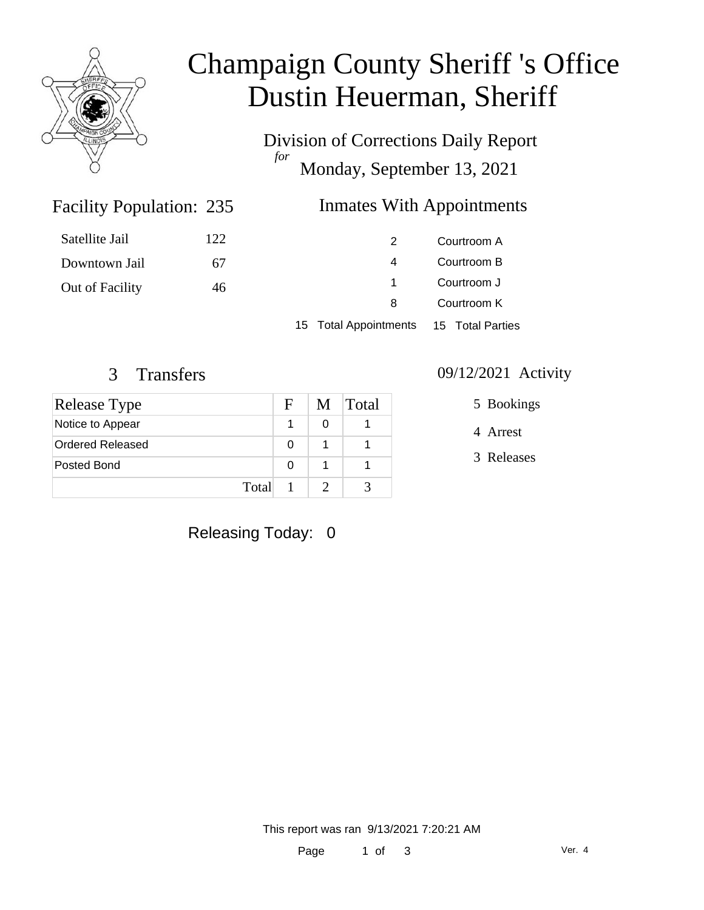# Champaign County Sheriff 's Office
# Dustin Heuerman, Sheriff

Division of Corrections Daily Report
*for*
Monday, September 13, 2021

## Facility Population: 235

| | |
|---|---|
| Satellite Jail | 122 |
| Downtown Jail | 67 |
| Out of Facility | 46 |

## Inmates With Appointments

| | |
|---|---|
| 2 | Courtroom A |
| 4 | Courtroom B |
| 1 | Courtroom J |
| 8 | Courtroom K |
| 15 Total Appointments | 15 Total Parties |

## 3 Transfers

| Release Type | F | M | Total |
|---|---|---|---|
| Notice to Appear | 1 | 0 | 1 |
| Ordered Released | 0 | 1 | 1 |
| Posted Bond | 0 | 1 | 1 |
| Total | 1 | 2 | 3 |

## 09/12/2021 Activity

5 Bookings

4 Arrest

3 Releases

Releasing Today: 0

This report was ran 9/13/2021 7:20:21 AM

Ver. 4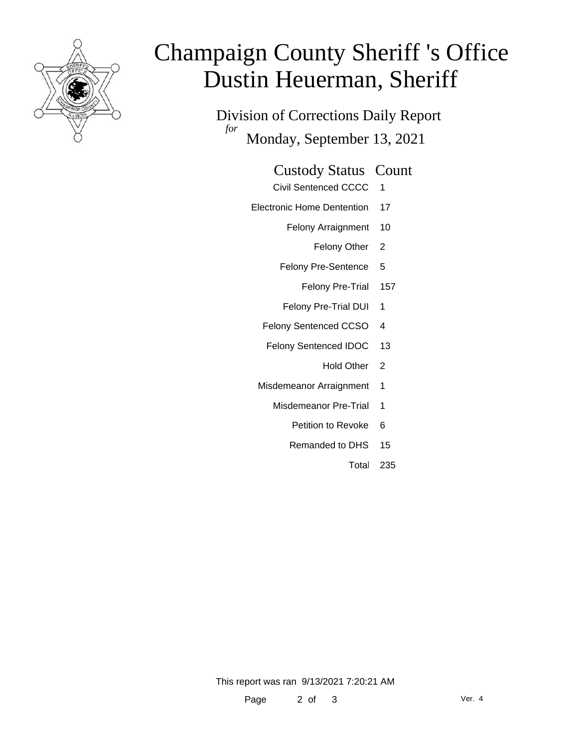# Champaign County Sheriff 's Office
# Dustin Heuerman, Sheriff

Division of Corrections Daily Report
*for*
Monday, September 13, 2021

| Custody Status | Count |
| --- | --- |
| Civil Sentenced CCCC | 1 |
| Electronic Home Dentention | 17 |
| Felony Arraignment | 10 |
| Felony Other | 2 |
| Felony Pre-Sentence | 5 |
| Felony Pre-Trial | 157 |
| Felony Pre-Trial DUI | 1 |
| Felony Sentenced CCSO | 4 |
| Felony Sentenced IDOC | 13 |
| Hold Other | 2 |
| Misdemeanor Arraignment | 1 |
| Misdemeanor Pre-Trial | 1 |
| Petition to Revoke | 6 |
| Remanded to DHS | 15 |
| Total | 235 |

This report was ran 9/13/2021 7:20:21 AM

Ver. 4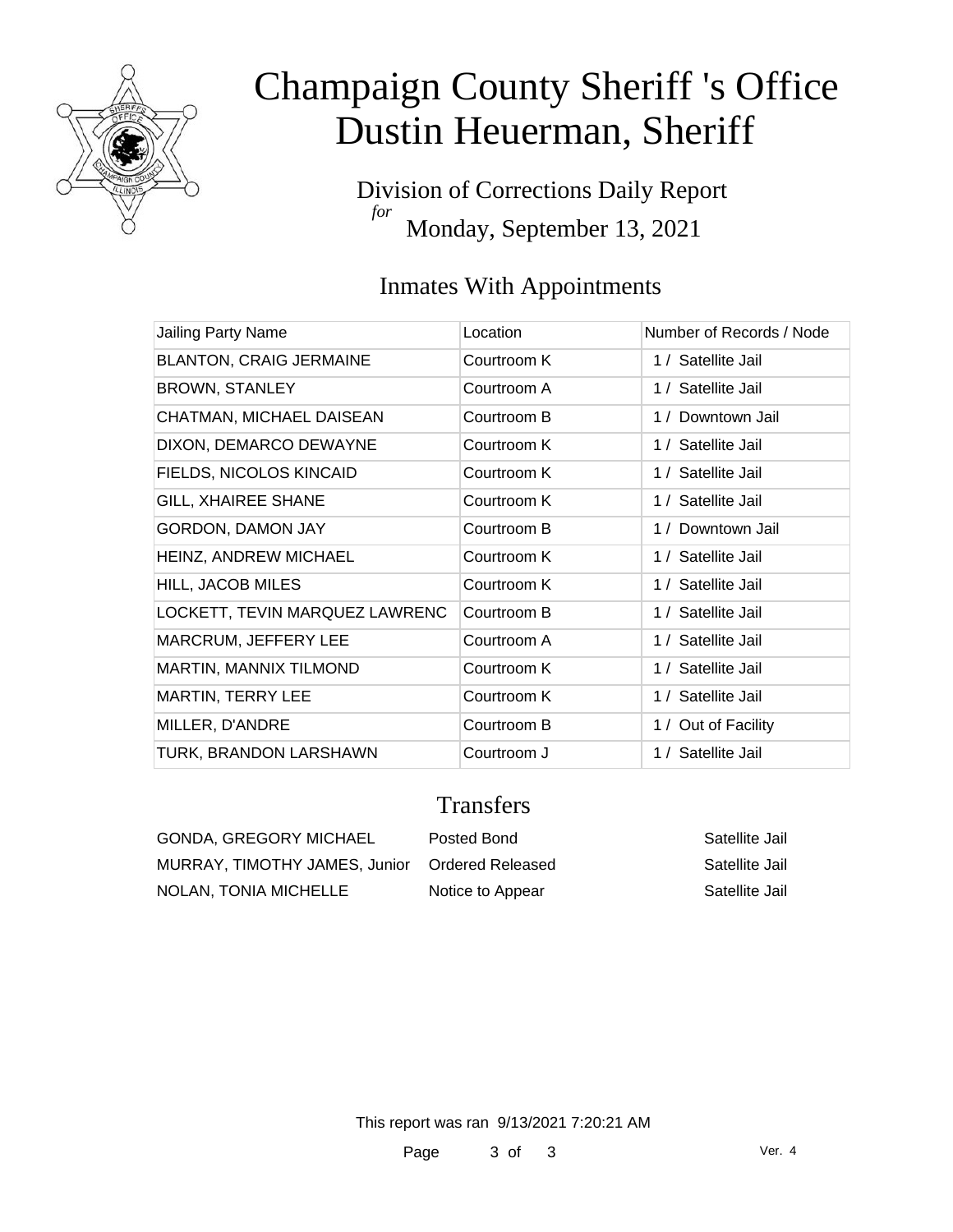# Champaign County Sheriff 's Office
# Dustin Heuerman, Sheriff

Division of Corrections Daily Report
*for*
Monday, September 13, 2021

## Inmates With Appointments

| Jailing Party Name | Location | Number of Records / Node |
|---|---|---|
| BLANTON, CRAIG JERMAINE | Courtroom K | 1 / Satellite Jail |
| BROWN, STANLEY | Courtroom A | 1 / Satellite Jail |
| CHATMAN, MICHAEL DAISEAN | Courtroom B | 1 / Downtown Jail |
| DIXON, DEMARCO DEWAYNE | Courtroom K | 1 / Satellite Jail |
| FIELDS, NICOLOS KINCAID | Courtroom K | 1 / Satellite Jail |
| GILL, XHAIREE SHANE | Courtroom K | 1 / Satellite Jail |
| GORDON, DAMON JAY | Courtroom B | 1 / Downtown Jail |
| HEINZ, ANDREW MICHAEL | Courtroom K | 1 / Satellite Jail |
| HILL, JACOB MILES | Courtroom K | 1 / Satellite Jail |
| LOCKETT, TEVIN MARQUEZ LAWRENC | Courtroom B | 1 / Satellite Jail |
| MARCRUM, JEFFERY LEE | Courtroom A | 1 / Satellite Jail |
| MARTIN, MANNIX TILMOND | Courtroom K | 1 / Satellite Jail |
| MARTIN, TERRY LEE | Courtroom K | 1 / Satellite Jail |
| MILLER, D'ANDRE | Courtroom B | 1 / Out of Facility |
| TURK, BRANDON LARSHAWN | Courtroom J | 1 / Satellite Jail |

## Transfers

| | | |
|---|---|---|
| GONDA, GREGORY MICHAEL | Posted Bond | Satellite Jail |
| MURRAY, TIMOTHY JAMES, Junior | Ordered Released | Satellite Jail |
| NOLAN, TONIA MICHELLE | Notice to Appear | Satellite Jail |

This report was ran 9/13/2021 7:20:21 AM

Ver. 4